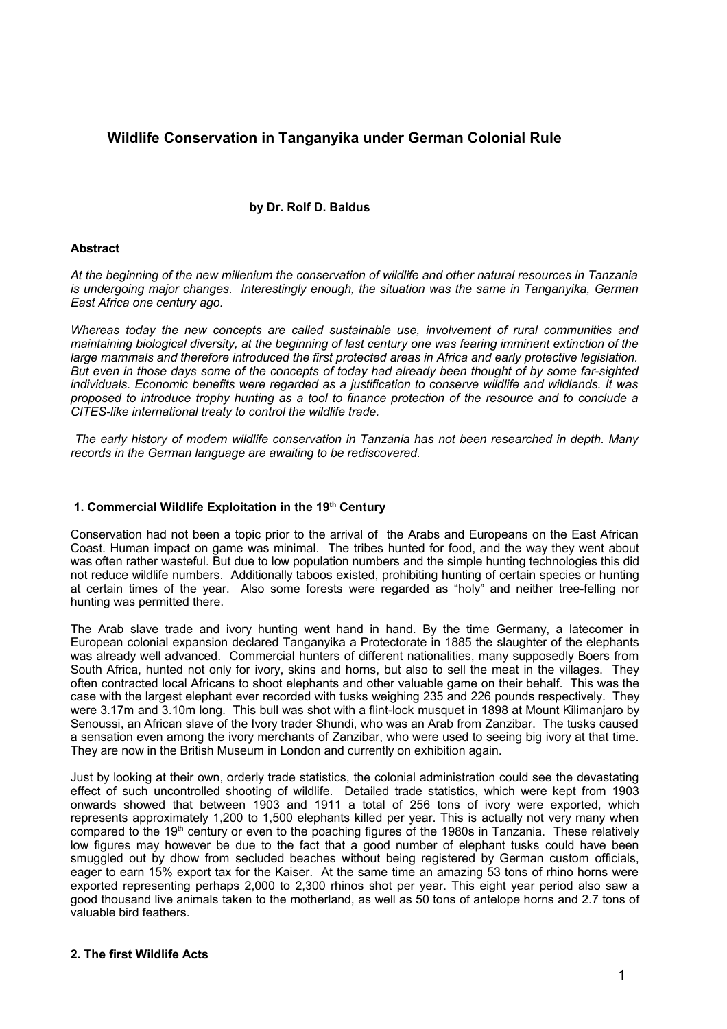# Wildlife Conservation in Tanganyika under German Colonial Rule

**by Dr. Rolf D. Baldus**

**Abstract**

*At the beginning of the new millenium the conservation of wildlife and other natural resources in Tanzania is undergoing major changes. Interestingly enough, the situation was the same in Tanganyika, German East Africa one century ago.*

*Whereas today the new concepts are called sustainable use, involvement of rural communities and maintaining biological diversity, at the beginning of last century one was fearing imminent extinction of the large mammals and therefore introduced the first protected areas in Africa and early protective legislation. But even in those days some of the concepts of today had already been thought of by some far-sighted individuals. Economic benefits were regarded as a justification to conserve wildlife and wildlands. It was proposed to introduce trophy hunting as a tool to finance protection of the resource and to conclude a CITES-like international treaty to control the wildlife trade.*

*The early history of modern wildlife conservation in Tanzania has not been researched in depth. Many records in the German language are awaiting to be rediscovered.*

## 1. Commercial Wildlife Exploitation in the 19th Century

Conservation had not been a topic prior to the arrival of the Arabs and Europeans on the East African Coast. Human impact on game was minimal. The tribes hunted for food, and the way they went about was often rather wasteful. But due to low population numbers and the simple hunting technologies this did not reduce wildlife numbers. Additionally taboos existed, prohibiting hunting of certain species or hunting at certain times of the year. Also some forests were regarded as "holy" and neither tree-felling nor hunting was permitted there.

The Arab slave trade and ivory hunting went hand in hand. By the time Germany, a latecomer in European colonial expansion declared Tanganyika a Protectorate in 1885 the slaughter of the elephants was already well advanced. Commercial hunters of different nationalities, many supposedly Boers from South Africa, hunted not only for ivory, skins and horns, but also to sell the meat in the villages. They often contracted local Africans to shoot elephants and other valuable game on their behalf. This was the case with the largest elephant ever recorded with tusks weighing 235 and 226 pounds respectively. They were 3.17m and 3.10m long. This bull was shot with a flint-lock musquet in 1898 at Mount Kilimanjaro by Senoussi, an African slave of the Ivory trader Shundi, who was an Arab from Zanzibar. The tusks caused a sensation even among the ivory merchants of Zanzibar, who were used to seeing big ivory at that time. They are now in the British Museum in London and currently on exhibition again.

Just by looking at their own, orderly trade statistics, the colonial administration could see the devastating effect of such uncontrolled shooting of wildlife. Detailed trade statistics, which were kept from 1903 onwards showed that between 1903 and 1911 a total of 256 tons of ivory were exported, which represents approximately 1,200 to 1,500 elephants killed per year. This is actually not very many when compared to the 19th century or even to the poaching figures of the 1980s in Tanzania. These relatively low figures may however be due to the fact that a good number of elephant tusks could have been smuggled out by dhow from secluded beaches without being registered by German custom officials, eager to earn 15% export tax for the Kaiser. At the same time an amazing 53 tons of rhino horns were exported representing perhaps 2,000 to 2,300 rhinos shot per year. This eight year period also saw a good thousand live animals taken to the motherland, as well as 50 tons of antelope horns and 2.7 tons of valuable bird feathers.

## 2. The first Wildlife Acts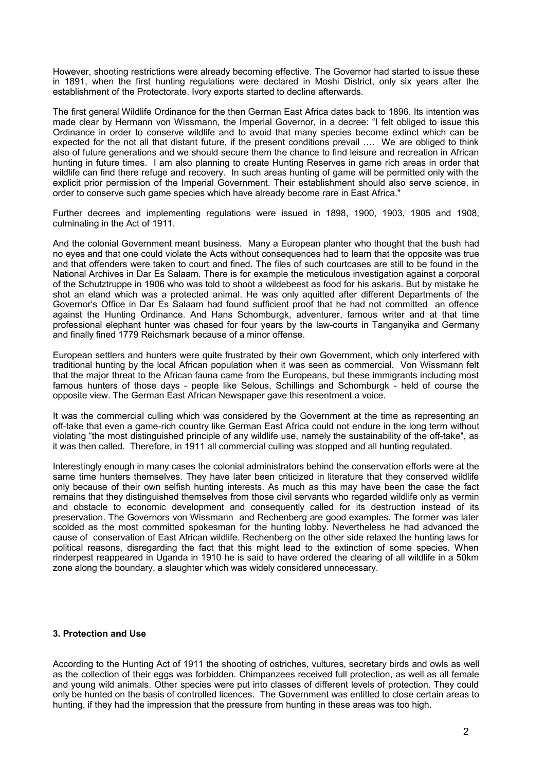However, shooting restrictions were already becoming effective. The Governor had started to issue these in 1891, when the first hunting regulations were declared in Moshi District, only six years after the establishment of the Protectorate. Ivory exports started to decline afterwards.

The first general Wildlife Ordinance for the then German East Africa dates back to 1896. Its intention was made clear by Hermann von Wissmann, the Imperial Governor, in a decree: "I felt obliged to issue this Ordinance in order to conserve wildlife and to avoid that many species become extinct which can be expected for the not all that distant future, if the present conditions prevail …. We are obliged to think also of future generations and we should secure them the chance to find leisure and recreation in African hunting in future times. I am also planning to create Hunting Reserves in game rich areas in order that wildlife can find there refuge and recovery. In such areas hunting of game will be permitted only with the explicit prior permission of the Imperial Government. Their establishment should also serve science, in order to conserve such game species which have already become rare in East Africa."

Further decrees and implementing regulations were issued in 1898, 1900, 1903, 1905 and 1908, culminating in the Act of 1911.

And the colonial Government meant business. Many a European planter who thought that the bush had no eyes and that one could violate the Acts without consequences had to learn that the opposite was true and that offenders were taken to court and fined. The files of such courtcases are still to be found in the National Archives in Dar Es Salaam. There is for example the meticulous investigation against a corporal of the Schutztruppe in 1906 who was told to shoot a wildebeest as food for his askaris. But by mistake he shot an eland which was a protected animal. He was only aquitted after different Departments of the Governor's Office in Dar Es Salaam had found sufficient proof that he had not committed an offence against the Hunting Ordinance. And Hans Schomburgk, adventurer, famous writer and at that time professional elephant hunter was chased for four years by the law-courts in Tanganyika and Germany and finally fined 1779 Reichsmark because of a minor offense.

European settlers and hunters were quite frustrated by their own Government, which only interfered with traditional hunting by the local African population when it was seen as commercial. Von Wissmann felt that the major threat to the African fauna came from the Europeans, but these immigrants including most famous hunters of those days - people like Selous, Schillings and Schomburgk - held of course the opposite view. The German East African Newspaper gave this resentment a voice.

It was the commercial culling which was considered by the Government at the time as representing an off-take that even a game-rich country like German East Africa could not endure in the long term without violating "the most distinguished principle of any wildlife use, namely the sustainability of the off-take", as it was then called. Therefore, in 1911 all commercial culling was stopped and all hunting regulated.

Interestingly enough in many cases the colonial administrators behind the conservation efforts were at the same time hunters themselves. They have later been criticized in literature that they conserved wildlife only because of their own selfish hunting interests. As much as this may have been the case the fact remains that they distinguished themselves from those civil servants who regarded wildlife only as vermin and obstacle to economic development and consequently called for its destruction instead of its preservation. The Governors von Wissmann and Rechenberg are good examples. The former was later scolded as the most committed spokesman for the hunting lobby. Nevertheless he had advanced the cause of conservation of East African wildlife. Rechenberg on the other side relaxed the hunting laws for political reasons, disregarding the fact that this might lead to the extinction of some species. When rinderpest reappeared in Uganda in 1910 he is said to have ordered the clearing of all wildlife in a 50km zone along the boundary, a slaughter which was widely considered unnecessary.

**3. Protection and Use**

According to the Hunting Act of 1911 the shooting of ostriches, vultures, secretary birds and owls as well as the collection of their eggs was forbidden. Chimpanzees received full protection, as well as all female and young wild animals. Other species were put into classes of different levels of protection. They could only be hunted on the basis of controlled licences. The Government was entitled to close certain areas to hunting, if they had the impression that the pressure from hunting in these areas was too high.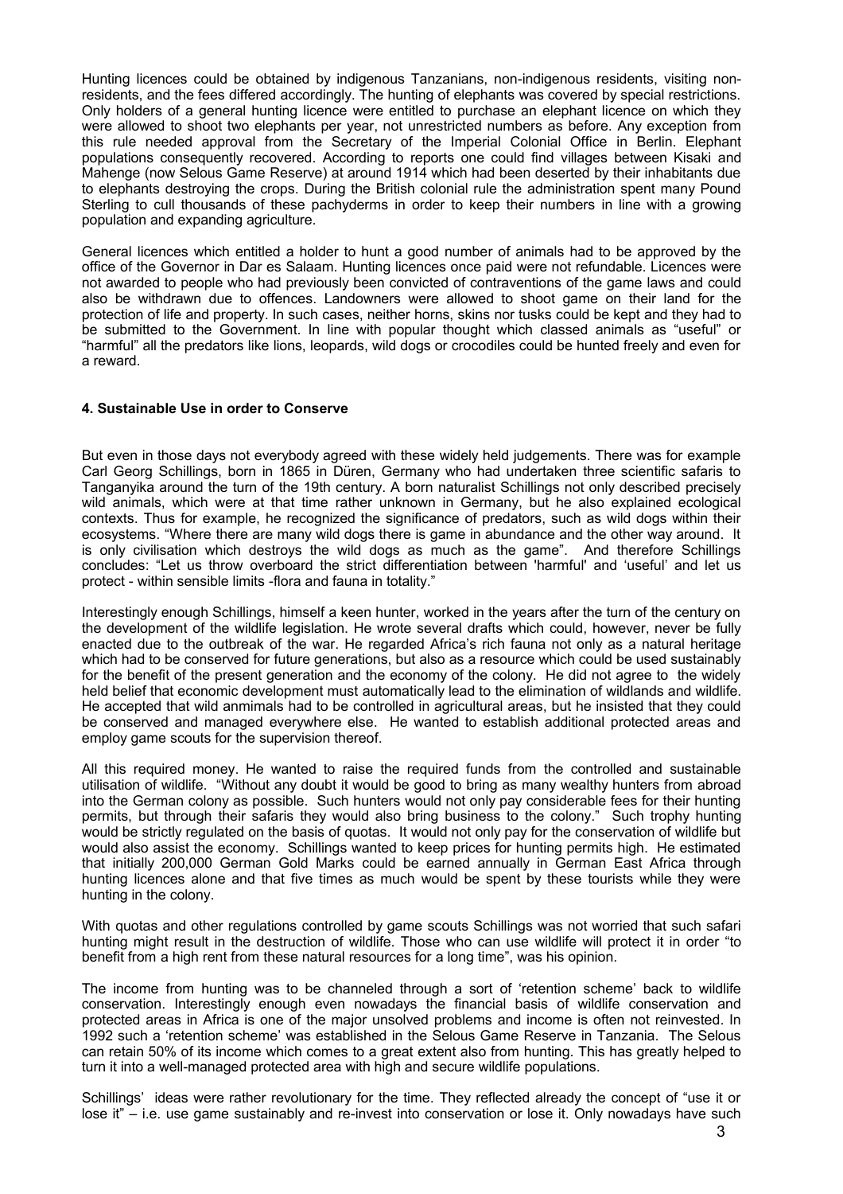Hunting licences could be obtained by indigenous Tanzanians, non-indigenous residents, visiting non-residents, and the fees differed accordingly. The hunting of elephants was covered by special restrictions. Only holders of a general hunting licence were entitled to purchase an elephant licence on which they were allowed to shoot two elephants per year, not unrestricted numbers as before. Any exception from this rule needed approval from the Secretary of the Imperial Colonial Office in Berlin. Elephant populations consequently recovered. According to reports one could find villages between Kisaki and Mahenge (now Selous Game Reserve) at around 1914 which had been deserted by their inhabitants due to elephants destroying the crops. During the British colonial rule the administration spent many Pound Sterling to cull thousands of these pachyderms in order to keep their numbers in line with a growing population and expanding agriculture.

General licences which entitled a holder to hunt a good number of animals had to be approved by the office of the Governor in Dar es Salaam. Hunting licences once paid were not refundable. Licences were not awarded to people who had previously been convicted of contraventions of the game laws and could also be withdrawn due to offences. Landowners were allowed to shoot game on their land for the protection of life and property. In such cases, neither horns, skins nor tusks could be kept and they had to be submitted to the Government. In line with popular thought which classed animals as "useful" or "harmful" all the predators like lions, leopards, wild dogs or crocodiles could be hunted freely and even for a reward.

#### 4. Sustainable Use in order to Conserve

But even in those days not everybody agreed with these widely held judgements. There was for example Carl Georg Schillings, born in 1865 in Düren, Germany who had undertaken three scientific safaris to Tanganyika around the turn of the 19th century. A born naturalist Schillings not only described precisely wild animals, which were at that time rather unknown in Germany, but he also explained ecological contexts. Thus for example, he recognized the significance of predators, such as wild dogs within their ecosystems. "Where there are many wild dogs there is game in abundance and the other way around. It is only civilisation which destroys the wild dogs as much as the game". And therefore Schillings concludes: "Let us throw overboard the strict differentiation between 'harmful' and 'useful' and let us protect - within sensible limits -flora and fauna in totality."

Interestingly enough Schillings, himself a keen hunter, worked in the years after the turn of the century on the development of the wildlife legislation. He wrote several drafts which could, however, never be fully enacted due to the outbreak of the war. He regarded Africa's rich fauna not only as a natural heritage which had to be conserved for future generations, but also as a resource which could be used sustainably for the benefit of the present generation and the economy of the colony. He did not agree to the widely held belief that economic development must automatically lead to the elimination of wildlands and wildlife. He accepted that wild anmimals had to be controlled in agricultural areas, but he insisted that they could be conserved and managed everywhere else. He wanted to establish additional protected areas and employ game scouts for the supervision thereof.

All this required money. He wanted to raise the required funds from the controlled and sustainable utilisation of wildlife. "Without any doubt it would be good to bring as many wealthy hunters from abroad into the German colony as possible. Such hunters would not only pay considerable fees for their hunting permits, but through their safaris they would also bring business to the colony." Such trophy hunting would be strictly regulated on the basis of quotas. It would not only pay for the conservation of wildlife but would also assist the economy. Schillings wanted to keep prices for hunting permits high. He estimated that initially 200,000 German Gold Marks could be earned annually in German East Africa through hunting licences alone and that five times as much would be spent by these tourists while they were hunting in the colony.

With quotas and other regulations controlled by game scouts Schillings was not worried that such safari hunting might result in the destruction of wildlife. Those who can use wildlife will protect it in order "to benefit from a high rent from these natural resources for a long time", was his opinion.

The income from hunting was to be channeled through a sort of 'retention scheme' back to wildlife conservation. Interestingly enough even nowadays the financial basis of wildlife conservation and protected areas in Africa is one of the major unsolved problems and income is often not reinvested. In 1992 such a 'retention scheme' was established in the Selous Game Reserve in Tanzania. The Selous can retain 50% of its income which comes to a great extent also from hunting. This has greatly helped to turn it into a well-managed protected area with high and secure wildlife populations.

Schillings' ideas were rather revolutionary for the time. They reflected already the concept of "use it or lose it" – i.e. use game sustainably and re-invest into conservation or lose it. Only nowadays have such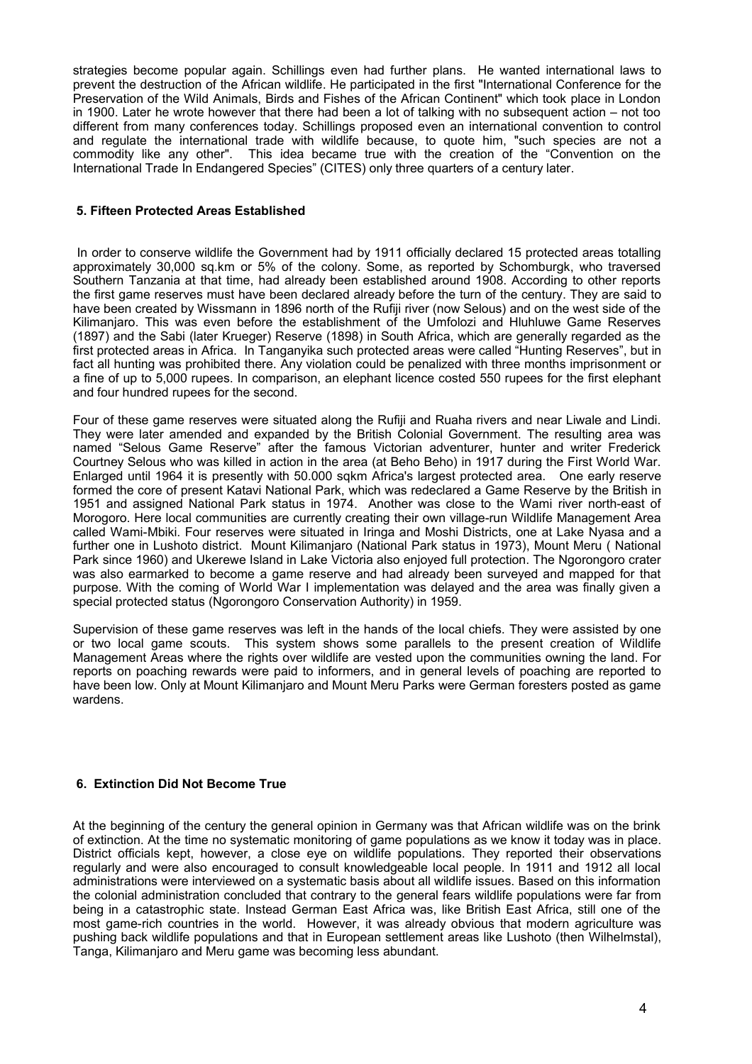strategies become popular again. Schillings even had further plans. He wanted international laws to prevent the destruction of the African wildlife. He participated in the first "International Conference for the Preservation of the Wild Animals, Birds and Fishes of the African Continent" which took place in London in 1900. Later he wrote however that there had been a lot of talking with no subsequent action – not too different from many conferences today. Schillings proposed even an international convention to control and regulate the international trade with wildlife because, to quote him, "such species are not a commodity like any other". This idea became true with the creation of the "Convention on the International Trade In Endangered Species" (CITES) only three quarters of a century later.

## 5. Fifteen Protected Areas Established

In order to conserve wildlife the Government had by 1911 officially declared 15 protected areas totalling approximately 30,000 sq.km or 5% of the colony. Some, as reported by Schomburgk, who traversed Southern Tanzania at that time, had already been established around 1908. According to other reports the first game reserves must have been declared already before the turn of the century. They are said to have been created by Wissmann in 1896 north of the Rufiji river (now Selous) and on the west side of the Kilimanjaro. This was even before the establishment of the Umfolozi and Hluhluwe Game Reserves (1897) and the Sabi (later Krueger) Reserve (1898) in South Africa, which are generally regarded as the first protected areas in Africa. In Tanganyika such protected areas were called "Hunting Reserves", but in fact all hunting was prohibited there. Any violation could be penalized with three months imprisonment or a fine of up to 5,000 rupees. In comparison, an elephant licence costed 550 rupees for the first elephant and four hundred rupees for the second.

Four of these game reserves were situated along the Rufiji and Ruaha rivers and near Liwale and Lindi. They were later amended and expanded by the British Colonial Government. The resulting area was named "Selous Game Reserve" after the famous Victorian adventurer, hunter and writer Frederick Courtney Selous who was killed in action in the area (at Beho Beho) in 1917 during the First World War. Enlarged until 1964 it is presently with 50.000 sqkm Africa's largest protected area. One early reserve formed the core of present Katavi National Park, which was redeclared a Game Reserve by the British in 1951 and assigned National Park status in 1974. Another was close to the Wami river north-east of Morogoro. Here local communities are currently creating their own village-run Wildlife Management Area called Wami-Mbiki. Four reserves were situated in Iringa and Moshi Districts, one at Lake Nyasa and a further one in Lushoto district. Mount Kilimanjaro (National Park status in 1973), Mount Meru ( National Park since 1960) and Ukerewe Island in Lake Victoria also enjoyed full protection. The Ngorongoro crater was also earmarked to become a game reserve and had already been surveyed and mapped for that purpose. With the coming of World War I implementation was delayed and the area was finally given a special protected status (Ngorongoro Conservation Authority) in 1959.

Supervision of these game reserves was left in the hands of the local chiefs. They were assisted by one or two local game scouts. This system shows some parallels to the present creation of Wildlife Management Areas where the rights over wildlife are vested upon the communities owning the land. For reports on poaching rewards were paid to informers, and in general levels of poaching are reported to have been low. Only at Mount Kilimanjaro and Mount Meru Parks were German foresters posted as game wardens.

## 6. Extinction Did Not Become True

At the beginning of the century the general opinion in Germany was that African wildlife was on the brink of extinction. At the time no systematic monitoring of game populations as we know it today was in place. District officials kept, however, a close eye on wildlife populations. They reported their observations regularly and were also encouraged to consult knowledgeable local people. In 1911 and 1912 all local administrations were interviewed on a systematic basis about all wildlife issues. Based on this information the colonial administration concluded that contrary to the general fears wildlife populations were far from being in a catastrophic state. Instead German East Africa was, like British East Africa, still one of the most game-rich countries in the world. However, it was already obvious that modern agriculture was pushing back wildlife populations and that in European settlement areas like Lushoto (then Wilhelmstal), Tanga, Kilimanjaro and Meru game was becoming less abundant.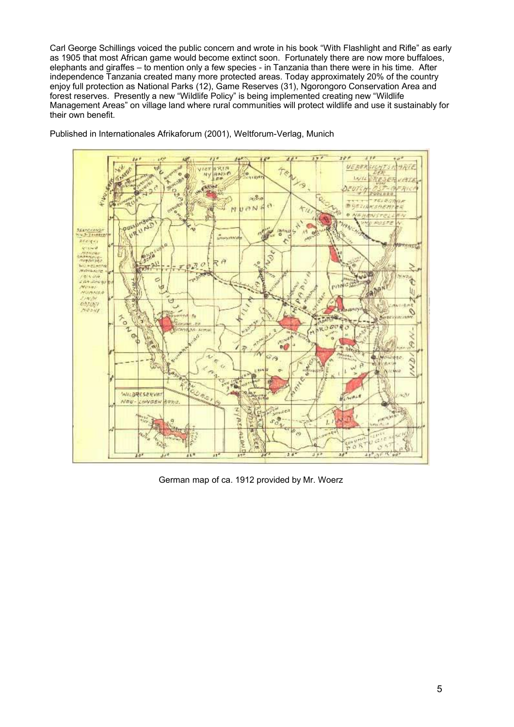Carl George Schillings voiced the public concern and wrote in his book "With Flashlight and Rifle" as early as 1905 that most African game would become extinct soon. Fortunately there are now more buffaloes, elephants and giraffes – to mention only a few species - in Tanzania than there were in his time. After independence Tanzania created many more protected areas. Today approximately 20% of the country enjoy full protection as National Parks (12), Game Reserves (31), Ngorongoro Conservation Area and forest reserves. Presently a new "Wildlife Policy" is being implemented creating new "Wildlife Management Areas" on village land where rural communities will protect wildlife and use it sustainably for their own benefit.

Published in Internationales Afrikaforum (2001), Weltforum-Verlag, Munich

German map of ca. 1912 provided by Mr. Woerz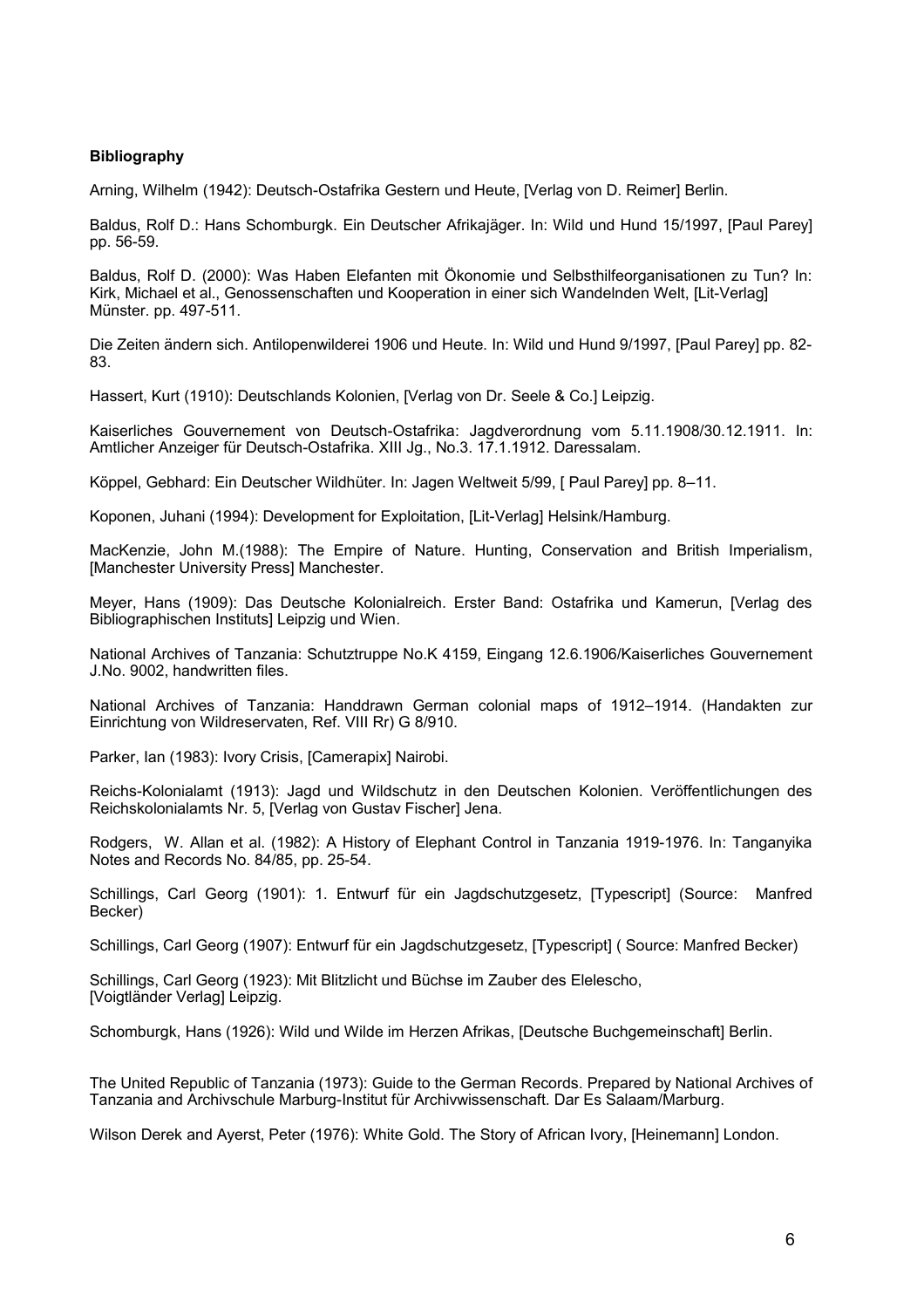**Bibliography**

Arning, Wilhelm (1942): Deutsch-Ostafrika Gestern und Heute, [Verlag von D. Reimer] Berlin.

Baldus, Rolf D.: Hans Schomburgk. Ein Deutscher Afrikajäger. In: Wild und Hund 15/1997, [Paul Parey] pp. 56-59.

Baldus, Rolf D. (2000): Was Haben Elefanten mit Ökonomie und Selbsthilfeorganisationen zu Tun? In: Kirk, Michael et al., Genossenschaften und Kooperation in einer sich Wandelnden Welt, [Lit-Verlag] Münster. pp. 497-511.

Die Zeiten ändern sich. Antilopenwilderei 1906 und Heute. In: Wild und Hund 9/1997, [Paul Parey] pp. 82-83.

Hassert, Kurt (1910): Deutschlands Kolonien, [Verlag von Dr. Seele & Co.] Leipzig.

Kaiserliches Gouvernement von Deutsch-Ostafrika: Jagdverordnung vom 5.11.1908/30.12.1911. In: Amtlicher Anzeiger für Deutsch-Ostafrika. XIII Jg., No.3. 17.1.1912. Daressalam.

Köppel, Gebhard: Ein Deutscher Wildhüter. In: Jagen Weltweit 5/99, [ Paul Parey] pp. 8–11.

Koponen, Juhani (1994): Development for Exploitation, [Lit-Verlag] Helsink/Hamburg.

MacKenzie, John M.(1988): The Empire of Nature. Hunting, Conservation and British Imperialism, [Manchester University Press] Manchester.

Meyer, Hans (1909): Das Deutsche Kolonialreich. Erster Band: Ostafrika und Kamerun, [Verlag des Bibliographischen Instituts] Leipzig und Wien.

National Archives of Tanzania: Schutztruppe No.K 4159, Eingang 12.6.1906/Kaiserliches Gouvernement J.No. 9002, handwritten files.

National Archives of Tanzania: Handdrawn German colonial maps of 1912–1914. (Handakten zur Einrichtung von Wildreservaten, Ref. VIII Rr) G 8/910.

Parker, Ian (1983): Ivory Crisis, [Camerapix] Nairobi.

Reichs-Kolonialamt (1913): Jagd und Wildschutz in den Deutschen Kolonien. Veröffentlichungen des Reichskolonialamts Nr. 5, [Verlag von Gustav Fischer] Jena.

Rodgers, W. Allan et al. (1982): A History of Elephant Control in Tanzania 1919-1976. In: Tanganyika Notes and Records No. 84/85, pp. 25-54.

Schillings, Carl Georg (1901): 1. Entwurf für ein Jagdschutzgesetz, [Typescript] (Source: Manfred Becker)

Schillings, Carl Georg (1907): Entwurf für ein Jagdschutzgesetz, [Typescript] ( Source: Manfred Becker)

Schillings, Carl Georg (1923): Mit Blitzlicht und Büchse im Zauber des Elelescho, [Voigtländer Verlag] Leipzig.

Schomburgk, Hans (1926): Wild und Wilde im Herzen Afrikas, [Deutsche Buchgemeinschaft] Berlin.

The United Republic of Tanzania (1973): Guide to the German Records. Prepared by National Archives of Tanzania and Archivschule Marburg-Institut für Archivwissenschaft. Dar Es Salaam/Marburg.

Wilson Derek and Ayerst, Peter (1976): White Gold. The Story of African Ivory, [Heinemann] London.